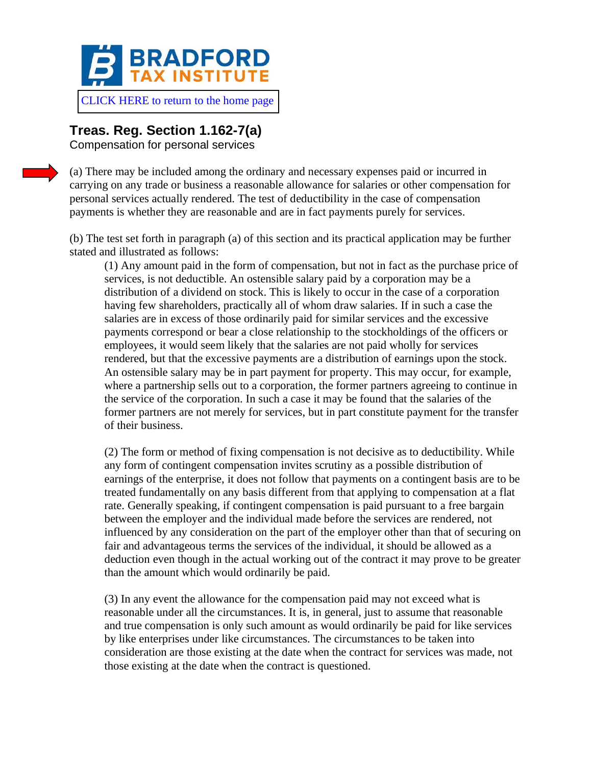BRADFORD TAX INSTITUTE

CLICK HERE to return to the home page

## Treas. Reg. Section 1.162-7(a)

Compensation for personal services

(a) There may be included among the ordinary and necessary expenses paid or incurred in carrying on any trade or business a reasonable allowance for salaries or other compensation for personal services actually rendered. The test of deductibility in the case of compensation payments is whether they are reasonable and are in fact payments purely for services.

(b) The test set forth in paragraph (a) of this section and its practical application may be further stated and illustrated as follows:

> (1) Any amount paid in the form of compensation, but not in fact as the purchase price of services, is not deductible. An ostensible salary paid by a corporation may be a distribution of a dividend on stock. This is likely to occur in the case of a corporation having few shareholders, practically all of whom draw salaries. If in such a case the salaries are in excess of those ordinarily paid for similar services and the excessive payments correspond or bear a close relationship to the stockholdings of the officers or employees, it would seem likely that the salaries are not paid wholly for services rendered, but that the excessive payments are a distribution of earnings upon the stock. An ostensible salary may be in part payment for property. This may occur, for example, where a partnership sells out to a corporation, the former partners agreeing to continue in the service of the corporation. In such a case it may be found that the salaries of the former partners are not merely for services, but in part constitute payment for the transfer of their business.
>
> (2) The form or method of fixing compensation is not decisive as to deductibility. While any form of contingent compensation invites scrutiny as a possible distribution of earnings of the enterprise, it does not follow that payments on a contingent basis are to be treated fundamentally on any basis different from that applying to compensation at a flat rate. Generally speaking, if contingent compensation is paid pursuant to a free bargain between the employer and the individual made before the services are rendered, not influenced by any consideration on the part of the employer other than that of securing on fair and advantageous terms the services of the individual, it should be allowed as a deduction even though in the actual working out of the contract it may prove to be greater than the amount which would ordinarily be paid.
>
> (3) In any event the allowance for the compensation paid may not exceed what is reasonable under all the circumstances. It is, in general, just to assume that reasonable and true compensation is only such amount as would ordinarily be paid for like services by like enterprises under like circumstances. The circumstances to be taken into consideration are those existing at the date when the contract for services was made, not those existing at the date when the contract is questioned.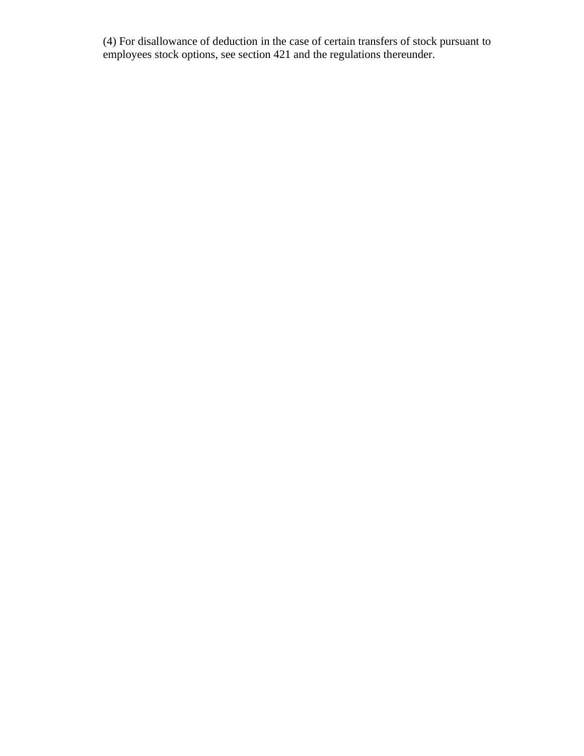(4) For disallowance of deduction in the case of certain transfers of stock pursuant to employees stock options, see section 421 and the regulations thereunder.